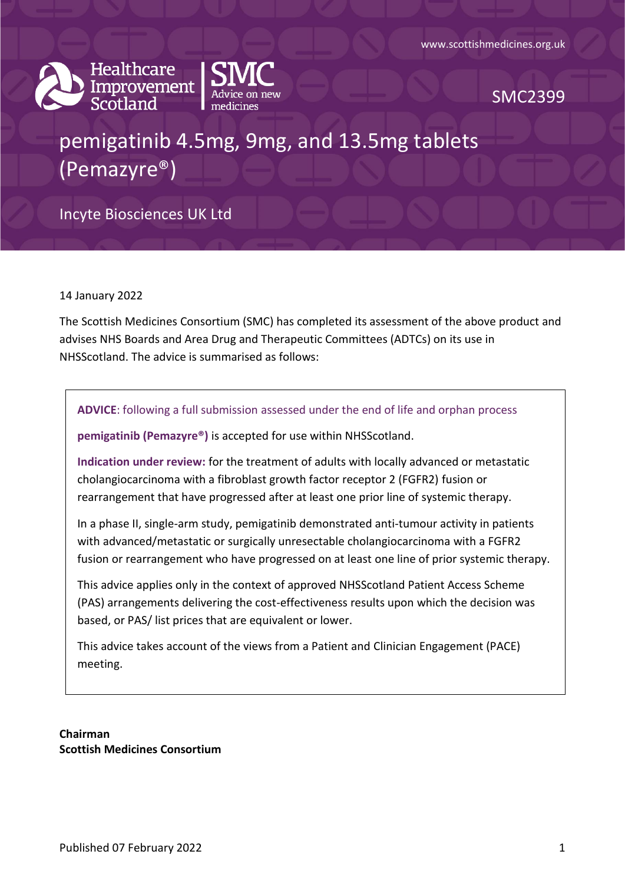www.scottishmedicines.org.uk

Healthcare Improvement Scotland | SMC Advice on new medicines

SMC2399

# pemigatinib 4.5mg, 9mg, and 13.5mg tablets (Pemazyre®)

Incyte Biosciences UK Ltd

14 January 2022

The Scottish Medicines Consortium (SMC) has completed its assessment of the above product and advises NHS Boards and Area Drug and Therapeutic Committees (ADTCs) on its use in NHSScotland. The advice is summarised as follows:

**ADVICE**: following a full submission assessed under the end of life and orphan process

**pemigatinib (Pemazyre®)** is accepted for use within NHSScotland.

**Indication under review:** for the treatment of adults with locally advanced or metastatic cholangiocarcinoma with a fibroblast growth factor receptor 2 (FGFR2) fusion or rearrangement that have progressed after at least one prior line of systemic therapy.

In a phase II, single-arm study, pemigatinib demonstrated anti-tumour activity in patients with advanced/metastatic or surgically unresectable cholangiocarcinoma with a FGFR2 fusion or rearrangement who have progressed on at least one line of prior systemic therapy.

This advice applies only in the context of approved NHSScotland Patient Access Scheme (PAS) arrangements delivering the cost-effectiveness results upon which the decision was based, or PAS/ list prices that are equivalent or lower.

This advice takes account of the views from a Patient and Clinician Engagement (PACE) meeting.

**Chairman**
**Scottish Medicines Consortium**

Published 07 February 2022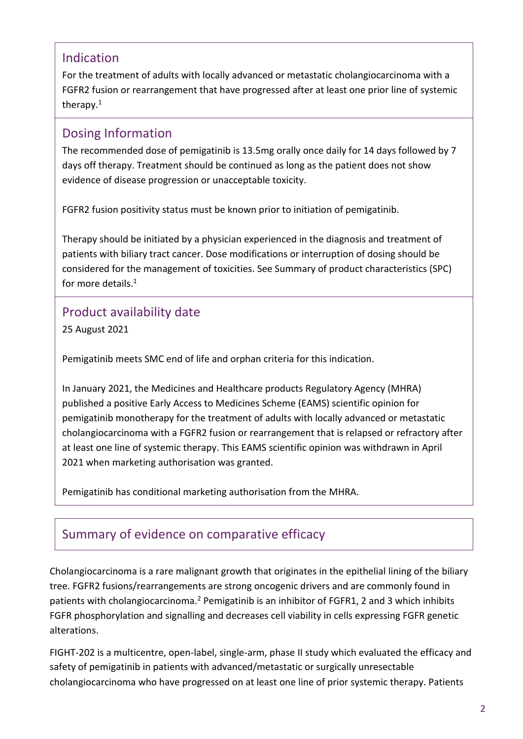## Indication

For the treatment of adults with locally advanced or metastatic cholangiocarcinoma with a FGFR2 fusion or rearrangement that have progressed after at least one prior line of systemic therapy.[1]

## Dosing Information

The recommended dose of pemigatinib is 13.5mg orally once daily for 14 days followed by 7 days off therapy. Treatment should be continued as long as the patient does not show evidence of disease progression or unacceptable toxicity.

FGFR2 fusion positivity status must be known prior to initiation of pemigatinib.

Therapy should be initiated by a physician experienced in the diagnosis and treatment of patients with biliary tract cancer. Dose modifications or interruption of dosing should be considered for the management of toxicities. See Summary of product characteristics (SPC) for more details.[1]

## Product availability date

25 August 2021

Pemigatinib meets SMC end of life and orphan criteria for this indication.

In January 2021, the Medicines and Healthcare products Regulatory Agency (MHRA) published a positive Early Access to Medicines Scheme (EAMS) scientific opinion for pemigatinib monotherapy for the treatment of adults with locally advanced or metastatic cholangiocarcinoma with a FGFR2 fusion or rearrangement that is relapsed or refractory after at least one line of systemic therapy. This EAMS scientific opinion was withdrawn in April 2021 when marketing authorisation was granted.

Pemigatinib has conditional marketing authorisation from the MHRA.

## Summary of evidence on comparative efficacy

Cholangiocarcinoma is a rare malignant growth that originates in the epithelial lining of the biliary tree. FGFR2 fusions/rearrangements are strong oncogenic drivers and are commonly found in patients with cholangiocarcinoma.[2] Pemigatinib is an inhibitor of FGFR1, 2 and 3 which inhibits FGFR phosphorylation and signalling and decreases cell viability in cells expressing FGFR genetic alterations.

FIGHT-202 is a multicentre, open-label, single-arm, phase II study which evaluated the efficacy and safety of pemigatinib in patients with advanced/metastatic or surgically unresectable cholangiocarcinoma who have progressed on at least one line of prior systemic therapy. Patients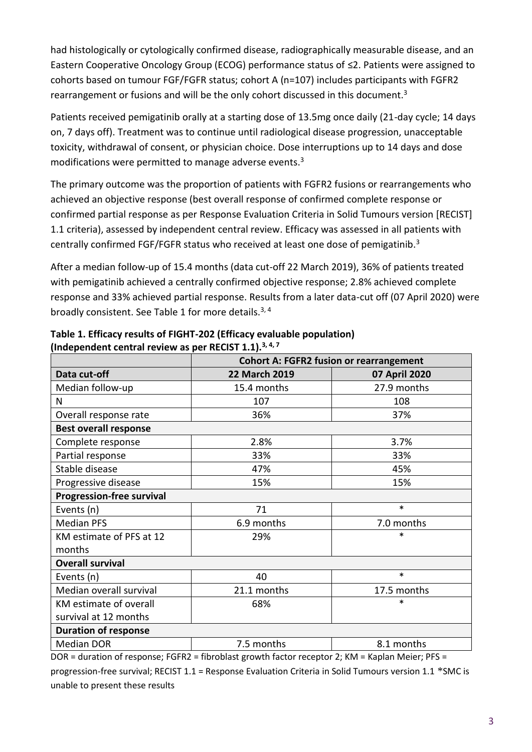had histologically or cytologically confirmed disease, radiographically measurable disease, and an Eastern Cooperative Oncology Group (ECOG) performance status of ≤2. Patients were assigned to cohorts based on tumour FGF/FGFR status; cohort A (n=107) includes participants with FGFR2 rearrangement or fusions and will be the only cohort discussed in this document.[3]

Patients received pemigatinib orally at a starting dose of 13.5mg once daily (21-day cycle; 14 days on, 7 days off). Treatment was to continue until radiological disease progression, unacceptable toxicity, withdrawal of consent, or physician choice. Dose interruptions up to 14 days and dose modifications were permitted to manage adverse events.[3]

The primary outcome was the proportion of patients with FGFR2 fusions or rearrangements who achieved an objective response (best overall response of confirmed complete response or confirmed partial response as per Response Evaluation Criteria in Solid Tumours version [RECIST] 1.1 criteria), assessed by independent central review. Efficacy was assessed in all patients with centrally confirmed FGF/FGFR status who received at least one dose of pemigatinib.[3]

After a median follow-up of 15.4 months (data cut-off 22 March 2019), 36% of patients treated with pemigatinib achieved a centrally confirmed objective response; 2.8% achieved complete response and 33% achieved partial response. Results from a later data-cut off (07 April 2020) were broadly consistent. See Table 1 for more details.[3, 4]

**Table 1. Efficacy results of FIGHT-202 (Efficacy evaluable population) (Independent central review as per RECIST 1.1).[3, 4, 7]**

| | **Cohort A: FGFR2 fusion or rearrangement** | |
|---|---|---|
| **Data cut-off** | **22 March 2019** | **07 April 2020** |
| Median follow-up | 15.4 months | 27.9 months |
| N | 107 | 108 |
| Overall response rate | 36% | 37% |
| **Best overall response** | | |
| Complete response | 2.8% | 3.7% |
| Partial response | 33% | 33% |
| Stable disease | 47% | 45% |
| Progressive disease | 15% | 15% |
| **Progression-free survival** | | |
| Events (n) | 71 | * |
| Median PFS | 6.9 months | 7.0 months |
| KM estimate of PFS at 12 months | 29% | * |
| **Overall survival** | | |
| Events (n) | 40 | * |
| Median overall survival | 21.1 months | 17.5 months |
| KM estimate of overall survival at 12 months | 68% | * |
| **Duration of response** | | |
| Median DOR | 7.5 months | 8.1 months |

DOR = duration of response; FGFR2 = fibroblast growth factor receptor 2; KM = Kaplan Meier; PFS = progression-free survival; RECIST 1.1 = Response Evaluation Criteria in Solid Tumours version 1.1 *SMC is unable to present these results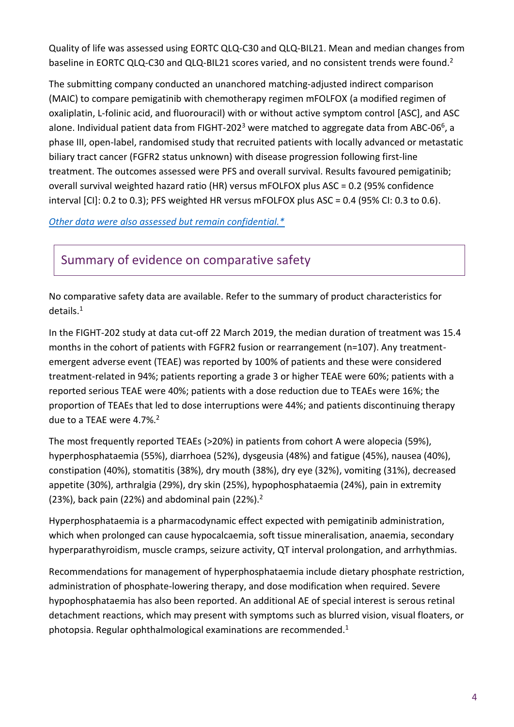Quality of life was assessed using EORTC QLQ-C30 and QLQ-BIL21. Mean and median changes from baseline in EORTC QLQ-C30 and QLQ-BIL21 scores varied, and no consistent trends were found.[2]

The submitting company conducted an unanchored matching-adjusted indirect comparison (MAIC) to compare pemigatinib with chemotherapy regimen mFOLFOX (a modified regimen of oxaliplatin, L-folinic acid, and fluorouracil) with or without active symptom control [ASC], and ASC alone. Individual patient data from FIGHT-202[3] were matched to aggregate data from ABC-06[6], a phase III, open-label, randomised study that recruited patients with locally advanced or metastatic biliary tract cancer (FGFR2 status unknown) with disease progression following first-line treatment. The outcomes assessed were PFS and overall survival. Results favoured pemigatinib; overall survival weighted hazard ratio (HR) versus mFOLFOX plus ASC = 0.2 (95% confidence interval [CI]: 0.2 to 0.3); PFS weighted HR versus mFOLFOX plus ASC = 0.4 (95% CI: 0.3 to 0.6).

*Other data were also assessed but remain confidential.**

## Summary of evidence on comparative safety

No comparative safety data are available. Refer to the summary of product characteristics for details.[1]

In the FIGHT-202 study at data cut-off 22 March 2019, the median duration of treatment was 15.4 months in the cohort of patients with FGFR2 fusion or rearrangement (n=107). Any treatment-emergent adverse event (TEAE) was reported by 100% of patients and these were considered treatment-related in 94%; patients reporting a grade 3 or higher TEAE were 60%; patients with a reported serious TEAE were 40%; patients with a dose reduction due to TEAEs were 16%; the proportion of TEAEs that led to dose interruptions were 44%; and patients discontinuing therapy due to a TEAE were 4.7%.[2]

The most frequently reported TEAEs (>20%) in patients from cohort A were alopecia (59%), hyperphosphataemia (55%), diarrhoea (52%), dysgeusia (48%) and fatigue (45%), nausea (40%), constipation (40%), stomatitis (38%), dry mouth (38%), dry eye (32%), vomiting (31%), decreased appetite (30%), arthralgia (29%), dry skin (25%), hypophosphataemia (24%), pain in extremity (23%), back pain (22%) and abdominal pain (22%).[2]

Hyperphosphataemia is a pharmacodynamic effect expected with pemigatinib administration, which when prolonged can cause hypocalcaemia, soft tissue mineralisation, anaemia, secondary hyperparathyroidism, muscle cramps, seizure activity, QT interval prolongation, and arrhythmias.

Recommendations for management of hyperphosphataemia include dietary phosphate restriction, administration of phosphate-lowering therapy, and dose modification when required. Severe hypophosphataemia has also been reported. An additional AE of special interest is serous retinal detachment reactions, which may present with symptoms such as blurred vision, visual floaters, or photopsia. Regular ophthalmological examinations are recommended.[1]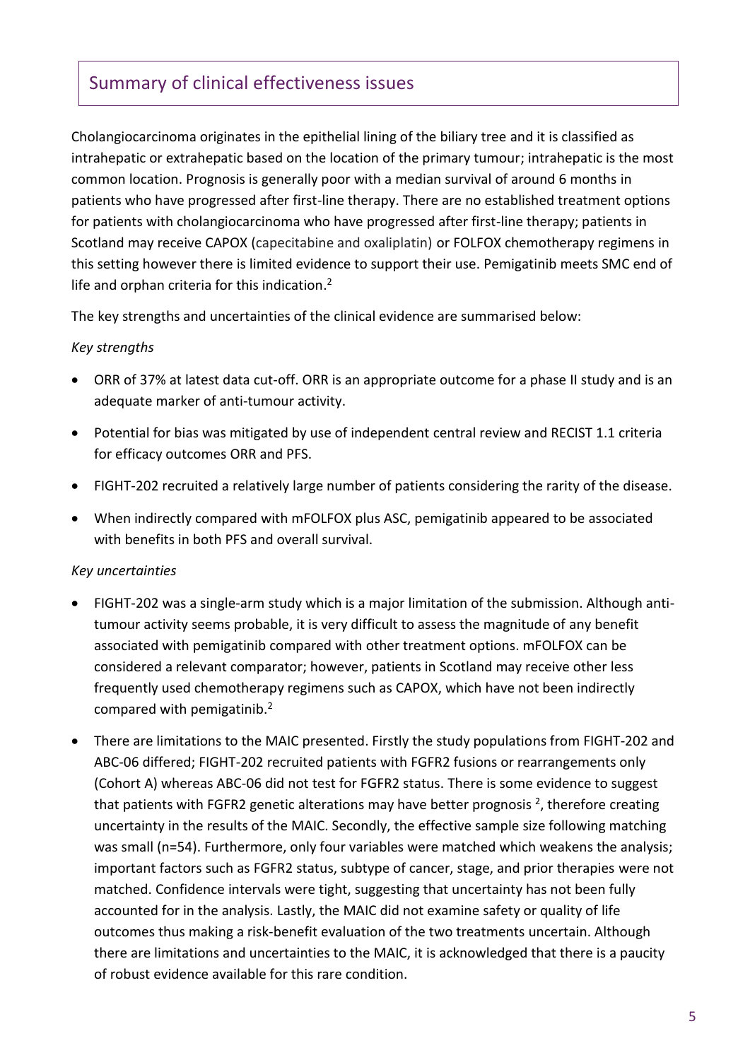## Summary of clinical effectiveness issues

Cholangiocarcinoma originates in the epithelial lining of the biliary tree and it is classified as intrahepatic or extrahepatic based on the location of the primary tumour; intrahepatic is the most common location. Prognosis is generally poor with a median survival of around 6 months in patients who have progressed after first-line therapy. There are no established treatment options for patients with cholangiocarcinoma who have progressed after first-line therapy; patients in Scotland may receive CAPOX (capecitabine and oxaliplatin) or FOLFOX chemotherapy regimens in this setting however there is limited evidence to support their use. Pemigatinib meets SMC end of life and orphan criteria for this indication.[2]

The key strengths and uncertainties of the clinical evidence are summarised below:

*Key strengths*

- ORR of 37% at latest data cut-off. ORR is an appropriate outcome for a phase II study and is an adequate marker of anti-tumour activity.
- Potential for bias was mitigated by use of independent central review and RECIST 1.1 criteria for efficacy outcomes ORR and PFS.
- FIGHT-202 recruited a relatively large number of patients considering the rarity of the disease.
- When indirectly compared with mFOLFOX plus ASC, pemigatinib appeared to be associated with benefits in both PFS and overall survival.

*Key uncertainties*

- FIGHT-202 was a single-arm study which is a major limitation of the submission. Although anti-tumour activity seems probable, it is very difficult to assess the magnitude of any benefit associated with pemigatinib compared with other treatment options. mFOLFOX can be considered a relevant comparator; however, patients in Scotland may receive other less frequently used chemotherapy regimens such as CAPOX, which have not been indirectly compared with pemigatinib.[2]
- There are limitations to the MAIC presented. Firstly the study populations from FIGHT-202 and ABC-06 differed; FIGHT-202 recruited patients with FGFR2 fusions or rearrangements only (Cohort A) whereas ABC-06 did not test for FGFR2 status. There is some evidence to suggest that patients with FGFR2 genetic alterations may have better prognosis [2], therefore creating uncertainty in the results of the MAIC. Secondly, the effective sample size following matching was small (n=54). Furthermore, only four variables were matched which weakens the analysis; important factors such as FGFR2 status, subtype of cancer, stage, and prior therapies were not matched. Confidence intervals were tight, suggesting that uncertainty has not been fully accounted for in the analysis. Lastly, the MAIC did not examine safety or quality of life outcomes thus making a risk-benefit evaluation of the two treatments uncertain. Although there are limitations and uncertainties to the MAIC, it is acknowledged that there is a paucity of robust evidence available for this rare condition.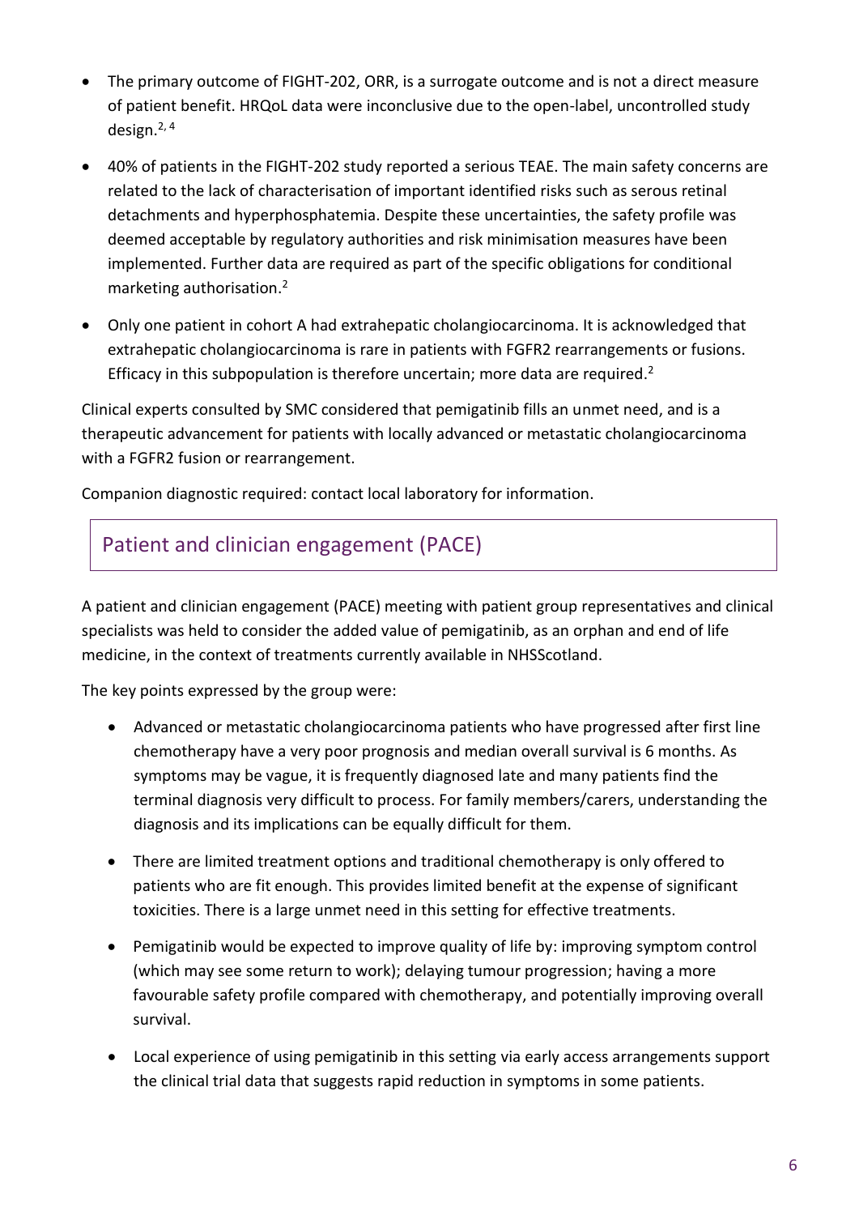- The primary outcome of FIGHT-202, ORR, is a surrogate outcome and is not a direct measure of patient benefit. HRQoL data were inconclusive due to the open-label, uncontrolled study design.[2, 4]
- 40% of patients in the FIGHT-202 study reported a serious TEAE. The main safety concerns are related to the lack of characterisation of important identified risks such as serous retinal detachments and hyperphosphatemia. Despite these uncertainties, the safety profile was deemed acceptable by regulatory authorities and risk minimisation measures have been implemented. Further data are required as part of the specific obligations for conditional marketing authorisation.[2]
- Only one patient in cohort A had extrahepatic cholangiocarcinoma. It is acknowledged that extrahepatic cholangiocarcinoma is rare in patients with FGFR2 rearrangements or fusions. Efficacy in this subpopulation is therefore uncertain; more data are required.[2]

Clinical experts consulted by SMC considered that pemigatinib fills an unmet need, and is a therapeutic advancement for patients with locally advanced or metastatic cholangiocarcinoma with a FGFR2 fusion or rearrangement.

Companion diagnostic required: contact local laboratory for information.

## Patient and clinician engagement (PACE)

A patient and clinician engagement (PACE) meeting with patient group representatives and clinical specialists was held to consider the added value of pemigatinib, as an orphan and end of life medicine, in the context of treatments currently available in NHSScotland.

The key points expressed by the group were:

- Advanced or metastatic cholangiocarcinoma patients who have progressed after first line chemotherapy have a very poor prognosis and median overall survival is 6 months. As symptoms may be vague, it is frequently diagnosed late and many patients find the terminal diagnosis very difficult to process. For family members/carers, understanding the diagnosis and its implications can be equally difficult for them.
- There are limited treatment options and traditional chemotherapy is only offered to patients who are fit enough. This provides limited benefit at the expense of significant toxicities. There is a large unmet need in this setting for effective treatments.
- Pemigatinib would be expected to improve quality of life by: improving symptom control (which may see some return to work); delaying tumour progression; having a more favourable safety profile compared with chemotherapy, and potentially improving overall survival.
- Local experience of using pemigatinib in this setting via early access arrangements support the clinical trial data that suggests rapid reduction in symptoms in some patients.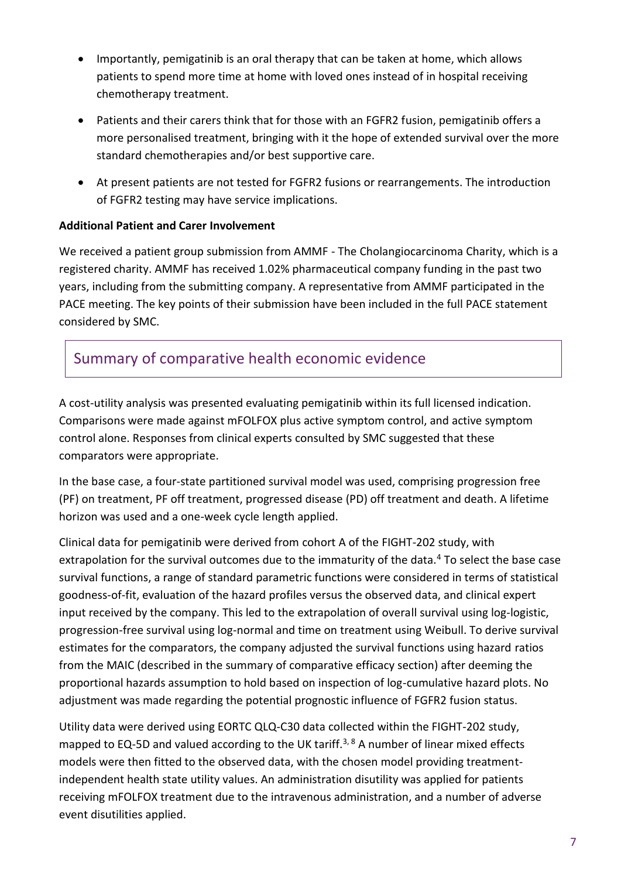- Importantly, pemigatinib is an oral therapy that can be taken at home, which allows patients to spend more time at home with loved ones instead of in hospital receiving chemotherapy treatment.
- Patients and their carers think that for those with an FGFR2 fusion, pemigatinib offers a more personalised treatment, bringing with it the hope of extended survival over the more standard chemotherapies and/or best supportive care.
- At present patients are not tested for FGFR2 fusions or rearrangements. The introduction of FGFR2 testing may have service implications.

**Additional Patient and Carer Involvement**

We received a patient group submission from AMMF - The Cholangiocarcinoma Charity, which is a registered charity. AMMF has received 1.02% pharmaceutical company funding in the past two years, including from the submitting company. A representative from AMMF participated in the PACE meeting. The key points of their submission have been included in the full PACE statement considered by SMC.

## Summary of comparative health economic evidence

A cost-utility analysis was presented evaluating pemigatinib within its full licensed indication. Comparisons were made against mFOLFOX plus active symptom control, and active symptom control alone. Responses from clinical experts consulted by SMC suggested that these comparators were appropriate.

In the base case, a four-state partitioned survival model was used, comprising progression free (PF) on treatment, PF off treatment, progressed disease (PD) off treatment and death. A lifetime horizon was used and a one-week cycle length applied.

Clinical data for pemigatinib were derived from cohort A of the FIGHT-202 study, with extrapolation for the survival outcomes due to the immaturity of the data.[4] To select the base case survival functions, a range of standard parametric functions were considered in terms of statistical goodness-of-fit, evaluation of the hazard profiles versus the observed data, and clinical expert input received by the company. This led to the extrapolation of overall survival using log-logistic, progression-free survival using log-normal and time on treatment using Weibull. To derive survival estimates for the comparators, the company adjusted the survival functions using hazard ratios from the MAIC (described in the summary of comparative efficacy section) after deeming the proportional hazards assumption to hold based on inspection of log-cumulative hazard plots. No adjustment was made regarding the potential prognostic influence of FGFR2 fusion status.

Utility data were derived using EORTC QLQ-C30 data collected within the FIGHT-202 study, mapped to EQ-5D and valued according to the UK tariff.[3, 8] A number of linear mixed effects models were then fitted to the observed data, with the chosen model providing treatment-independent health state utility values. An administration disutility was applied for patients receiving mFOLFOX treatment due to the intravenous administration, and a number of adverse event disutilities applied.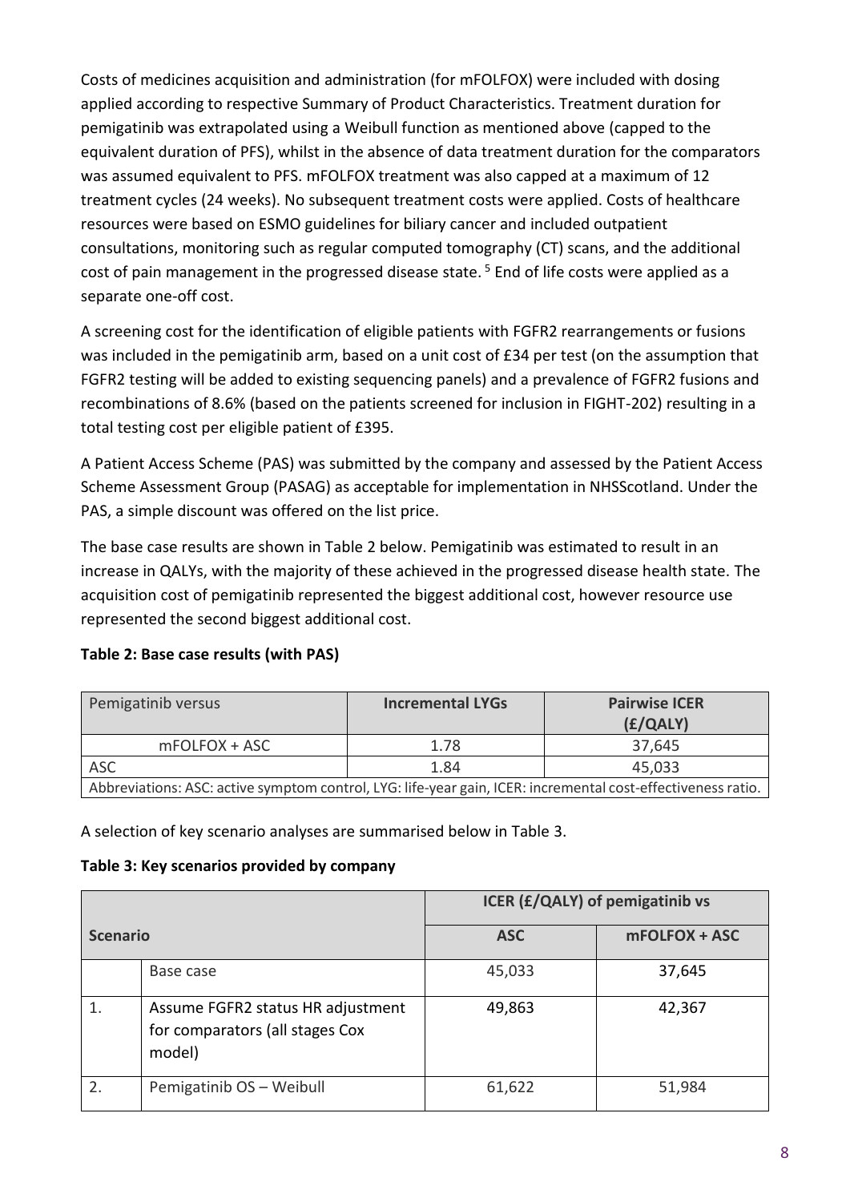Costs of medicines acquisition and administration (for mFOLFOX) were included with dosing applied according to respective Summary of Product Characteristics. Treatment duration for pemigatinib was extrapolated using a Weibull function as mentioned above (capped to the equivalent duration of PFS), whilst in the absence of data treatment duration for the comparators was assumed equivalent to PFS. mFOLFOX treatment was also capped at a maximum of 12 treatment cycles (24 weeks). No subsequent treatment costs were applied. Costs of healthcare resources were based on ESMO guidelines for biliary cancer and included outpatient consultations, monitoring such as regular computed tomography (CT) scans, and the additional cost of pain management in the progressed disease state. [5] End of life costs were applied as a separate one-off cost.

A screening cost for the identification of eligible patients with FGFR2 rearrangements or fusions was included in the pemigatinib arm, based on a unit cost of £34 per test (on the assumption that FGFR2 testing will be added to existing sequencing panels) and a prevalence of FGFR2 fusions and recombinations of 8.6% (based on the patients screened for inclusion in FIGHT-202) resulting in a total testing cost per eligible patient of £395.

A Patient Access Scheme (PAS) was submitted by the company and assessed by the Patient Access Scheme Assessment Group (PASAG) as acceptable for implementation in NHSScotland. Under the PAS, a simple discount was offered on the list price.

The base case results are shown in Table 2 below. Pemigatinib was estimated to result in an increase in QALYs, with the majority of these achieved in the progressed disease health state. The acquisition cost of pemigatinib represented the biggest additional cost, however resource use represented the second biggest additional cost.

**Table 2: Base case results (with PAS)**

| Pemigatinib versus | **Incremental LYGs** | **Pairwise ICER (£/QALY)** |
|---|---|---|
| mFOLFOX + ASC | 1.78 | 37,645 |
| ASC | 1.84 | 45,033 |

Abbreviations: ASC: active symptom control, LYG: life-year gain, ICER: incremental cost-effectiveness ratio.

A selection of key scenario analyses are summarised below in Table 3.

**Table 3: Key scenarios provided by company**

| **Scenario** | | **ICER (£/QALY) of pemigatinib vs** | |
|---|---|---|---|
| | | **ASC** | **mFOLFOX + ASC** |
| | Base case | 45,033 | 37,645 |
| 1. | Assume FGFR2 status HR adjustment for comparators (all stages Cox model) | 49,863 | 42,367 |
| 2. | Pemigatinib OS – Weibull | 61,622 | 51,984 |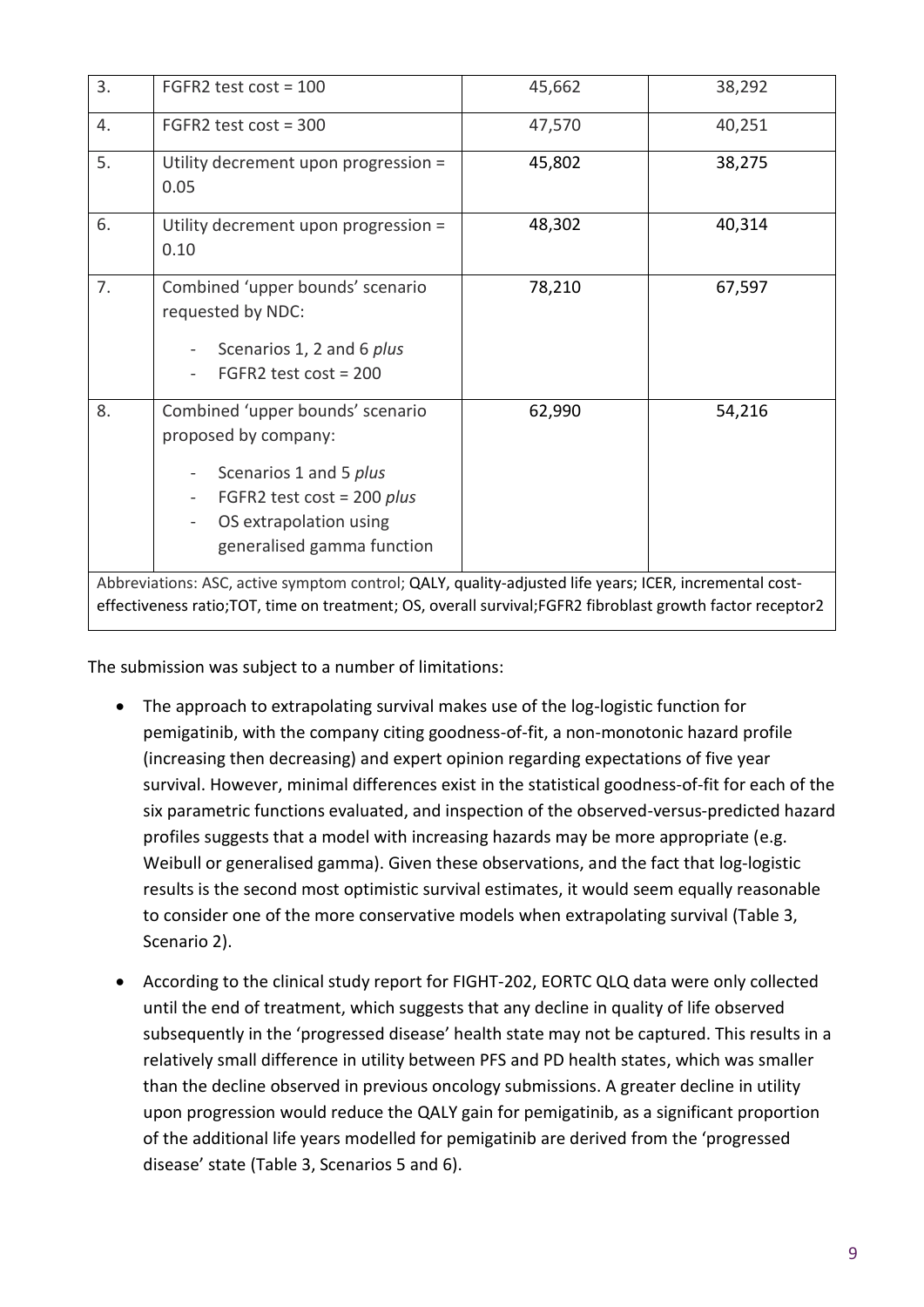| 3. | FGFR2 test cost = 100 | 45,662 | 38,292 |
|---|---|---|---|
| 4. | FGFR2 test cost = 300 | 47,570 | 40,251 |
| 5. | Utility decrement upon progression = 0.05 | 45,802 | 38,275 |
| 6. | Utility decrement upon progression = 0.10 | 48,302 | 40,314 |
| 7. | Combined 'upper bounds' scenario requested by NDC:<br>- Scenarios 1, 2 and 6 *plus*<br>- FGFR2 test cost = 200 | 78,210 | 67,597 |
| 8. | Combined 'upper bounds' scenario proposed by company:<br>- Scenarios 1 and 5 *plus*<br>- FGFR2 test cost = 200 *plus*<br>- OS extrapolation using generalised gamma function | 62,990 | 54,216 |

Abbreviations: ASC, active symptom control; QALY, quality-adjusted life years; ICER, incremental cost-effectiveness ratio;TOT, time on treatment; OS, overall survival;FGFR2 fibroblast growth factor receptor2

The submission was subject to a number of limitations:

- The approach to extrapolating survival makes use of the log-logistic function for pemigatinib, with the company citing goodness-of-fit, a non-monotonic hazard profile (increasing then decreasing) and expert opinion regarding expectations of five year survival. However, minimal differences exist in the statistical goodness-of-fit for each of the six parametric functions evaluated, and inspection of the observed-versus-predicted hazard profiles suggests that a model with increasing hazards may be more appropriate (e.g. Weibull or generalised gamma). Given these observations, and the fact that log-logistic results is the second most optimistic survival estimates, it would seem equally reasonable to consider one of the more conservative models when extrapolating survival (Table 3, Scenario 2).
- According to the clinical study report for FIGHT-202, EORTC QLQ data were only collected until the end of treatment, which suggests that any decline in quality of life observed subsequently in the 'progressed disease' health state may not be captured. This results in a relatively small difference in utility between PFS and PD health states, which was smaller than the decline observed in previous oncology submissions. A greater decline in utility upon progression would reduce the QALY gain for pemigatinib, as a significant proportion of the additional life years modelled for pemigatinib are derived from the 'progressed disease' state (Table 3, Scenarios 5 and 6).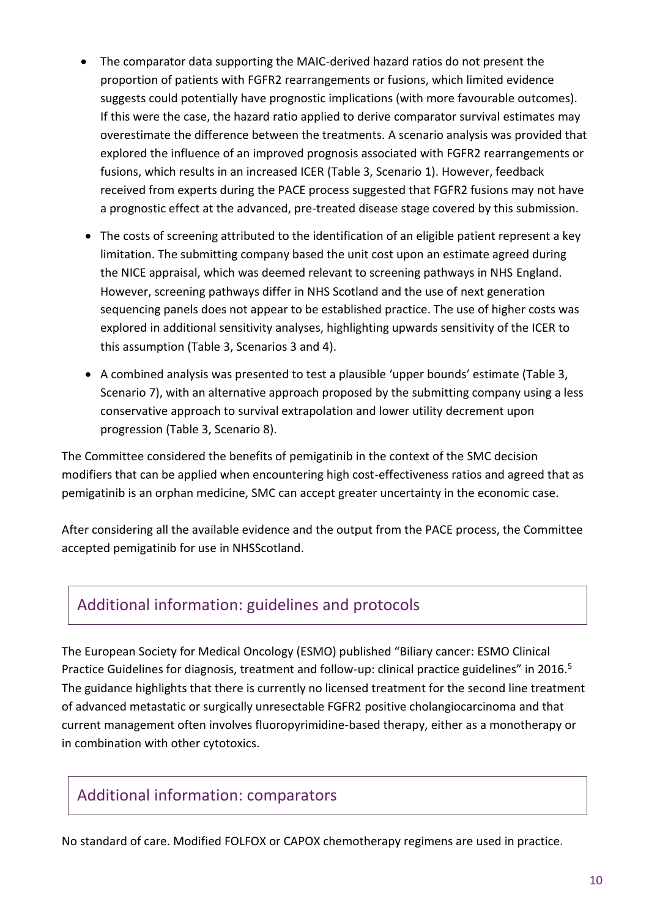- The comparator data supporting the MAIC-derived hazard ratios do not present the proportion of patients with FGFR2 rearrangements or fusions, which limited evidence suggests could potentially have prognostic implications (with more favourable outcomes). If this were the case, the hazard ratio applied to derive comparator survival estimates may overestimate the difference between the treatments. A scenario analysis was provided that explored the influence of an improved prognosis associated with FGFR2 rearrangements or fusions, which results in an increased ICER (Table 3, Scenario 1). However, feedback received from experts during the PACE process suggested that FGFR2 fusions may not have a prognostic effect at the advanced, pre-treated disease stage covered by this submission.
- The costs of screening attributed to the identification of an eligible patient represent a key limitation. The submitting company based the unit cost upon an estimate agreed during the NICE appraisal, which was deemed relevant to screening pathways in NHS England. However, screening pathways differ in NHS Scotland and the use of next generation sequencing panels does not appear to be established practice. The use of higher costs was explored in additional sensitivity analyses, highlighting upwards sensitivity of the ICER to this assumption (Table 3, Scenarios 3 and 4).
- A combined analysis was presented to test a plausible 'upper bounds' estimate (Table 3, Scenario 7), with an alternative approach proposed by the submitting company using a less conservative approach to survival extrapolation and lower utility decrement upon progression (Table 3, Scenario 8).

The Committee considered the benefits of pemigatinib in the context of the SMC decision modifiers that can be applied when encountering high cost-effectiveness ratios and agreed that as pemigatinib is an orphan medicine, SMC can accept greater uncertainty in the economic case.

After considering all the available evidence and the output from the PACE process, the Committee accepted pemigatinib for use in NHSScotland.

## Additional information: guidelines and protocols

The European Society for Medical Oncology (ESMO) published "Biliary cancer: ESMO Clinical Practice Guidelines for diagnosis, treatment and follow-up: clinical practice guidelines" in 2016.[5] The guidance highlights that there is currently no licensed treatment for the second line treatment of advanced metastatic or surgically unresectable FGFR2 positive cholangiocarcinoma and that current management often involves fluoropyrimidine-based therapy, either as a monotherapy or in combination with other cytotoxics.

## Additional information: comparators

No standard of care. Modified FOLFOX or CAPOX chemotherapy regimens are used in practice.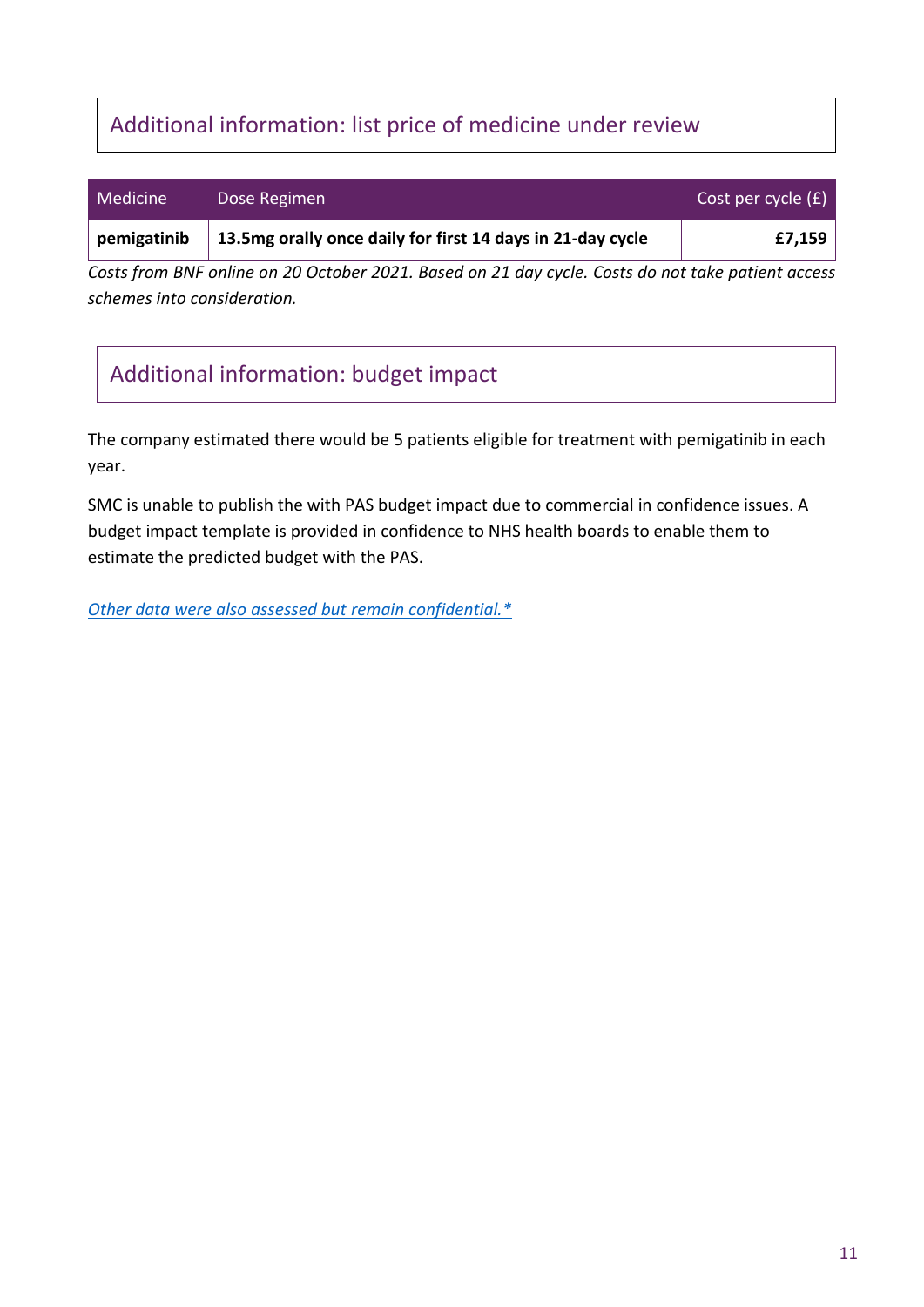## Additional information: list price of medicine under review

| Medicine | Dose Regimen | Cost per cycle (£) |
|---|---|---|
| **pemigatinib** | **13.5mg orally once daily for first 14 days in 21-day cycle** | **£7,159** |

*Costs from BNF online on 20 October 2021. Based on 21 day cycle. Costs do not take patient access schemes into consideration.*

## Additional information: budget impact

The company estimated there would be 5 patients eligible for treatment with pemigatinib in each year.

SMC is unable to publish the with PAS budget impact due to commercial in confidence issues. A budget impact template is provided in confidence to NHS health boards to enable them to estimate the predicted budget with the PAS.

*Other data were also assessed but remain confidential.**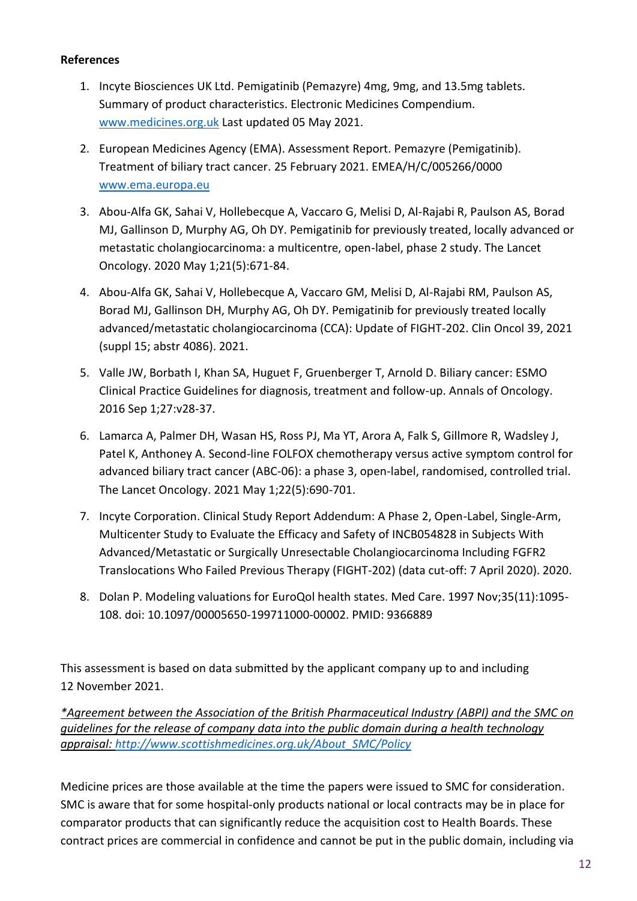**References**

1. Incyte Biosciences UK Ltd. Pemigatinib (Pemazyre) 4mg, 9mg, and 13.5mg tablets. Summary of product characteristics. Electronic Medicines Compendium. www.medicines.org.uk Last updated 05 May 2021.

2. European Medicines Agency (EMA). Assessment Report. Pemazyre (Pemigatinib). Treatment of biliary tract cancer. 25 February 2021. EMEA/H/C/005266/0000 www.ema.europa.eu

3. Abou-Alfa GK, Sahai V, Hollebecque A, Vaccaro G, Melisi D, Al-Rajabi R, Paulson AS, Borad MJ, Gallinson D, Murphy AG, Oh DY. Pemigatinib for previously treated, locally advanced or metastatic cholangiocarcinoma: a multicentre, open-label, phase 2 study. The Lancet Oncology. 2020 May 1;21(5):671-84.

4. Abou-Alfa GK, Sahai V, Hollebecque A, Vaccaro GM, Melisi D, Al-Rajabi RM, Paulson AS, Borad MJ, Gallinson DH, Murphy AG, Oh DY. Pemigatinib for previously treated locally advanced/metastatic cholangiocarcinoma (CCA): Update of FIGHT-202. Clin Oncol 39, 2021 (suppl 15; abstr 4086). 2021.

5. Valle JW, Borbath I, Khan SA, Huguet F, Gruenberger T, Arnold D. Biliary cancer: ESMO Clinical Practice Guidelines for diagnosis, treatment and follow-up. Annals of Oncology. 2016 Sep 1;27:v28-37.

6. Lamarca A, Palmer DH, Wasan HS, Ross PJ, Ma YT, Arora A, Falk S, Gillmore R, Wadsley J, Patel K, Anthoney A. Second-line FOLFOX chemotherapy versus active symptom control for advanced biliary tract cancer (ABC-06): a phase 3, open-label, randomised, controlled trial. The Lancet Oncology. 2021 May 1;22(5):690-701.

7. Incyte Corporation. Clinical Study Report Addendum: A Phase 2, Open-Label, Single-Arm, Multicenter Study to Evaluate the Efficacy and Safety of INCB054828 in Subjects With Advanced/Metastatic or Surgically Unresectable Cholangiocarcinoma Including FGFR2 Translocations Who Failed Previous Therapy (FIGHT-202) (data cut-off: 7 April 2020). 2020.

8. Dolan P. Modeling valuations for EuroQol health states. Med Care. 1997 Nov;35(11):1095-108. doi: 10.1097/00005650-199711000-00002. PMID: 9366889

This assessment is based on data submitted by the applicant company up to and including 12 November 2021.

*\*Agreement between the Association of the British Pharmaceutical Industry (ABPI) and the SMC on guidelines for the release of company data into the public domain during a health technology appraisal: http://www.scottishmedicines.org.uk/About_SMC/Policy*

Medicine prices are those available at the time the papers were issued to SMC for consideration. SMC is aware that for some hospital-only products national or local contracts may be in place for comparator products that can significantly reduce the acquisition cost to Health Boards. These contract prices are commercial in confidence and cannot be put in the public domain, including via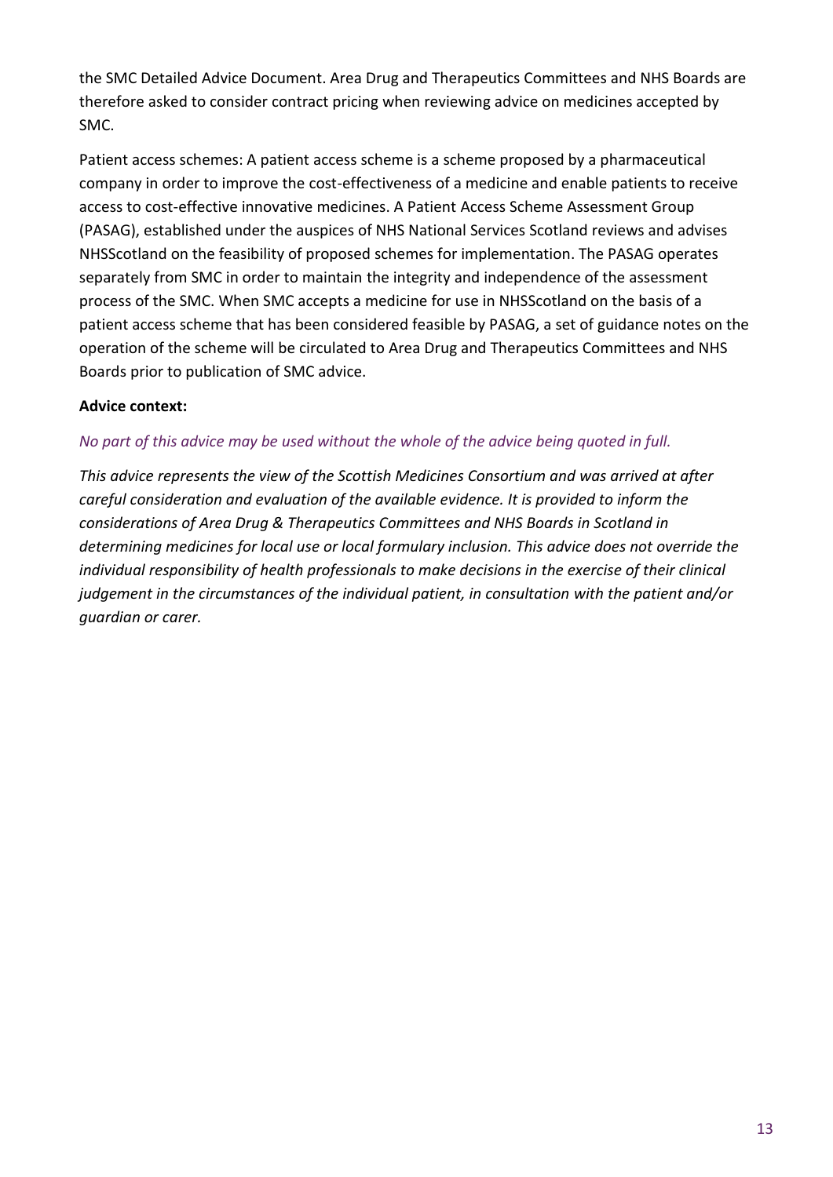the SMC Detailed Advice Document. Area Drug and Therapeutics Committees and NHS Boards are therefore asked to consider contract pricing when reviewing advice on medicines accepted by SMC.

Patient access schemes: A patient access scheme is a scheme proposed by a pharmaceutical company in order to improve the cost-effectiveness of a medicine and enable patients to receive access to cost-effective innovative medicines. A Patient Access Scheme Assessment Group (PASAG), established under the auspices of NHS National Services Scotland reviews and advises NHSScotland on the feasibility of proposed schemes for implementation. The PASAG operates separately from SMC in order to maintain the integrity and independence of the assessment process of the SMC. When SMC accepts a medicine for use in NHSScotland on the basis of a patient access scheme that has been considered feasible by PASAG, a set of guidance notes on the operation of the scheme will be circulated to Area Drug and Therapeutics Committees and NHS Boards prior to publication of SMC advice.

**Advice context:**

*No part of this advice may be used without the whole of the advice being quoted in full.*

*This advice represents the view of the Scottish Medicines Consortium and was arrived at after careful consideration and evaluation of the available evidence. It is provided to inform the considerations of Area Drug & Therapeutics Committees and NHS Boards in Scotland in determining medicines for local use or local formulary inclusion. This advice does not override the individual responsibility of health professionals to make decisions in the exercise of their clinical judgement in the circumstances of the individual patient, in consultation with the patient and/or guardian or carer.*